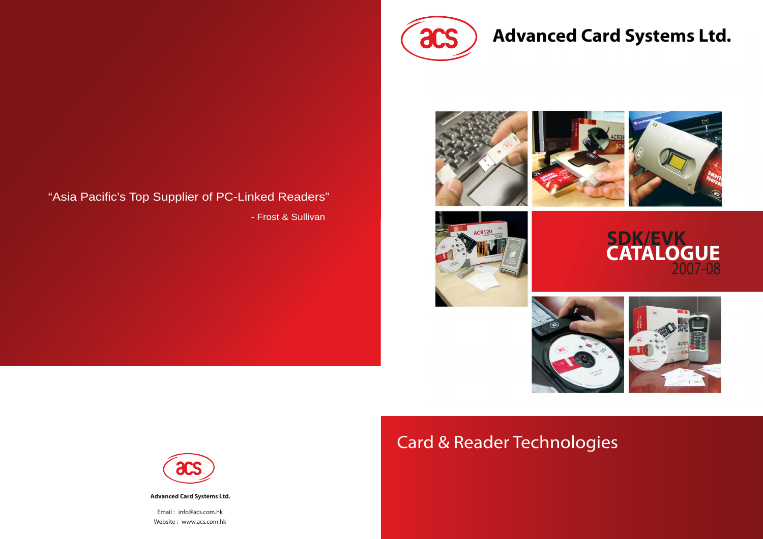“Asia Pacific’s Top Supplier of PC-Linked Readers”

- Frost & Sullivan

**Advanced Card Systems Ltd.**

Email : info@acs.com.hk
Website : www.acs.com.hk

# Advanced Card Systems Ltd.

# SDK/EVK CATALOGUE 2007-08

## Card & Reader Technologies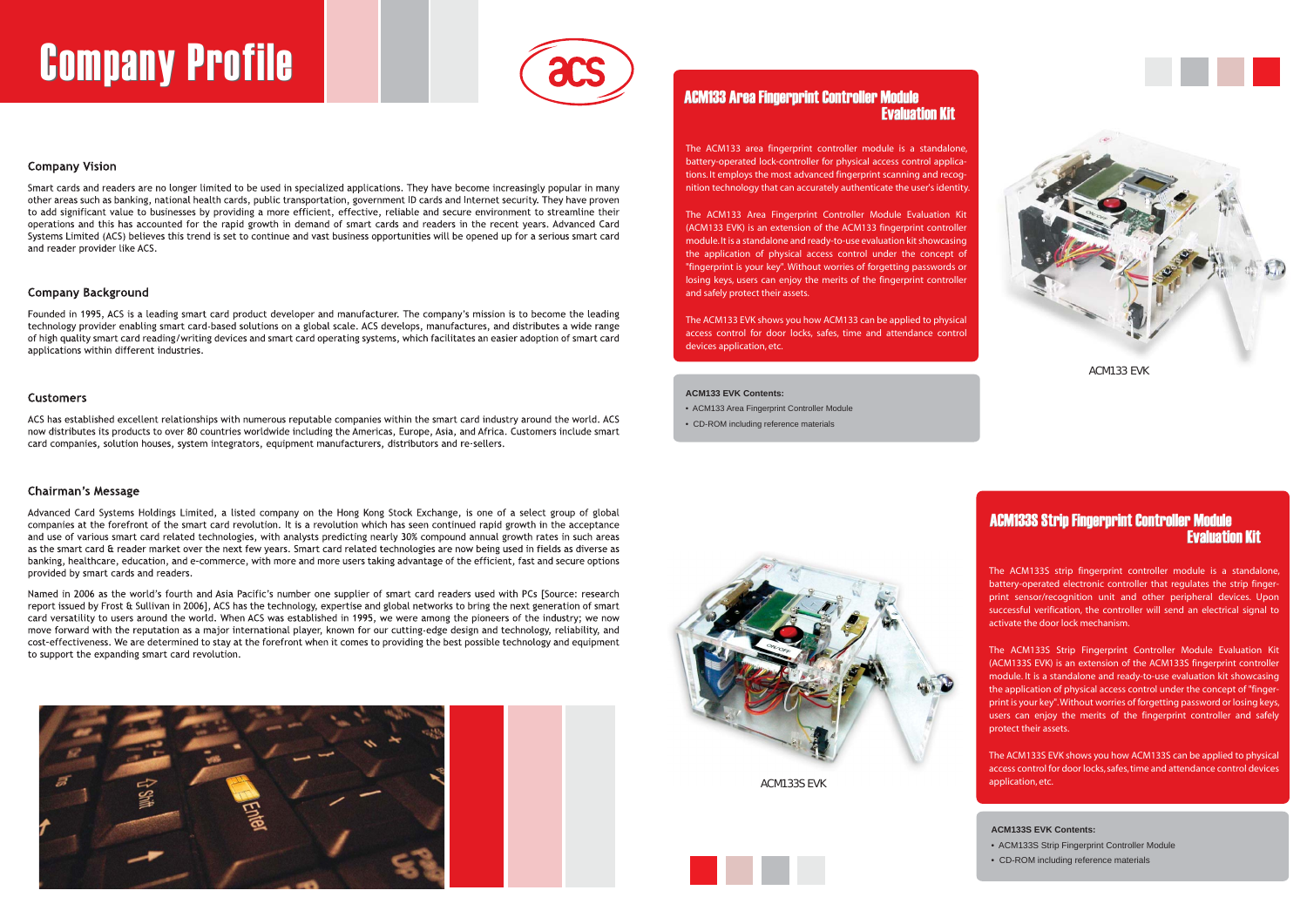# Company Profile

## Company Vision

Smart cards and readers are no longer limited to be used in specialized applications. They have become increasingly popular in many other areas such as banking, national health cards, public transportation, government ID cards and Internet security. They have proven to add significant value to businesses by providing a more efficient, effective, reliable and secure environment to streamline their operations and this has accounted for the rapid growth in demand of smart cards and readers in the recent years. Advanced Card Systems Limited (ACS) believes this trend is set to continue and vast business opportunities will be opened up for a serious smart card and reader provider like ACS.

## Company Background

Founded in 1995, ACS is a leading smart card product developer and manufacturer. The company's mission is to become the leading technology provider enabling smart card-based solutions on a global scale. ACS develops, manufactures, and distributes a wide range of high quality smart card reading/writing devices and smart card operating systems, which facilitates an easier adoption of smart card applications within different industries.

## Customers

ACS has established excellent relationships with numerous reputable companies within the smart card industry around the world. ACS now distributes its products to over 80 countries worldwide including the Americas, Europe, Asia, and Africa. Customers include smart card companies, solution houses, system integrators, equipment manufacturers, distributors and re-sellers.

## Chairman's Message

Advanced Card Systems Holdings Limited, a listed company on the Hong Kong Stock Exchange, is one of a select group of global companies at the forefront of the smart card revolution. It is a revolution which has seen continued rapid growth in the acceptance and use of various smart card related technologies, with analysts predicting nearly 30% compound annual growth rates in such areas as the smart card & reader market over the next few years. Smart card related technologies are now being used in fields as diverse as banking, healthcare, education, and e-commerce, with more and more users taking advantage of the efficient, fast and secure options provided by smart cards and readers.

Named in 2006 as the world's fourth and Asia Pacific's number one supplier of smart card readers used with PCs [Source: research report issued by Frost & Sullivan in 2006], ACS has the technology, expertise and global networks to bring the next generation of smart card versatility to users around the world. When ACS was established in 1995, we were among the pioneers of the industry; we now move forward with the reputation as a major international player, known for our cutting-edge design and technology, reliability, and cost-effectiveness. We are determined to stay at the forefront when it comes to providing the best possible technology and equipment to support the expanding smart card revolution.

## ACM133 Area Fingerprint Controller Module Evaluation Kit

The ACM133 area fingerprint controller module is a standalone, battery-operated lock-controller for physical access control applications. It employs the most advanced fingerprint scanning and recognition technology that can accurately authenticate the user's identity.

The ACM133 Area Fingerprint Controller Module Evaluation Kit (ACM133 EVK) is an extension of the ACM133 fingerprint controller module. It is a standalone and ready-to-use evaluation kit showcasing the application of physical access control under the concept of "fingerprint is your key". Without worries of forgetting passwords or losing keys, users can enjoy the merits of the fingerprint controller and safely protect their assets.

The ACM133 EVK shows you how ACM133 can be applied to physical access control for door locks, safes, time and attendance control devices application, etc.

**ACM133 EVK Contents:**

- ACM133 Area Fingerprint Controller Module
- CD-ROM including reference materials

ACM133 EVK

## ACM133S Strip Fingerprint Controller Module Evaluation Kit

The ACM133S strip fingerprint controller module is a standalone, battery-operated electronic controller that regulates the strip fingerprint sensor/recognition unit and other peripheral devices. Upon successful verification, the controller will send an electrical signal to activate the door lock mechanism.

The ACM133S Strip Fingerprint Controller Module Evaluation Kit (ACM133S EVK) is an extension of the ACM133S fingerprint controller module. It is a standalone and ready-to-use evaluation kit showcasing the application of physical access control under the concept of "fingerprint is your key". Without worries of forgetting password or losing keys, users can enjoy the merits of the fingerprint controller and safely protect their assets.

The ACM133S EVK shows you how ACM133S can be applied to physical access control for door locks, safes, time and attendance control devices application, etc.

ACM133S EVK

**ACM133S EVK Contents:**

- ACM133S Strip Fingerprint Controller Module
- CD-ROM including reference materials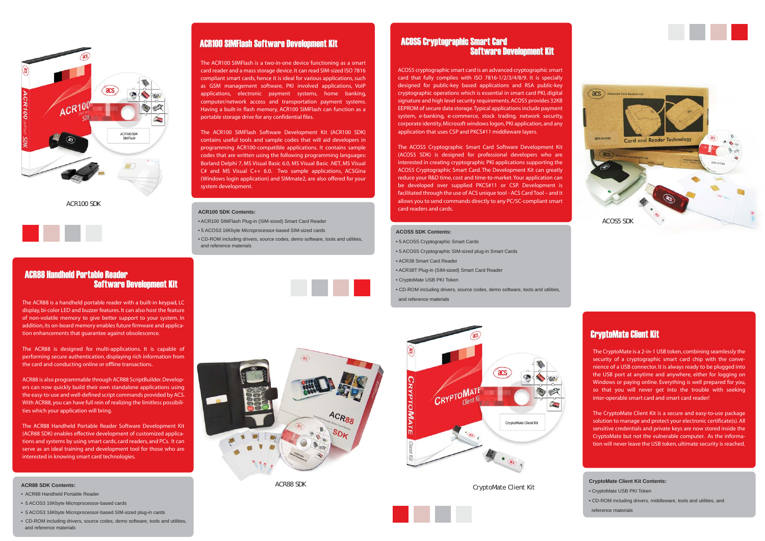## ACR100 SIMFlash Software Development Kit

The ACR100 SIMFlash is a two-in-one device functioning as a smart card reader and a mass storage device. It can read SIM-sized ISO 7816 compliant smart cards, hence it is ideal for various applications, such as GSM management software, PKI involved applications, VoIP applications, electronic payment systems, home banking, computer/network access and transportation payment systems. Having a built-in flash memory, ACR100 SIMFlash can function as a portable storage drive for any confidential files.

The ACR100 SIMFlash Software Development Kit (ACR100 SDK) contains useful tools and sample codes that will aid developers in programming ACR100-compatible applications. It contains sample codes that are written using the following programming languages: Borland Delphi 7, MS Visual Basic 6.0, MS Visual Basic .NET, MS Visual C# and MS Visual C++ 6.0. Two sample applications, ACSGina (Windows login application) and SIMmate2, are also offered for your system development.

ACR100 SDK

**ACR100 SDK Contents:**

- ACR100 SIMFlash Plug-in (SIM-sized) Smart Card Reader
- 5 ACOS3 16Kbyte Microprocessor-based SIM-sized cards
- CD-ROM including drivers, source codes, demo software, tools and utilities, and reference materials

## ACOS5 Cryptographic Smart Card Software Development Kit

ACOS5 cryptographic smart card is an advanced cryptographic smart card that fully complies with ISO 7816-1/2/3/4/8/9. It is specially designed for public-key based applications and RSA public-key cryptographic operations which is essential in smart card PKI, digital signature and high level security requirements. ACOS5 provides 32KB EEPROM of secure data storage. Typical applications include payment system, e-banking, e-commerce, stock trading, network security, corporate identity, Microsoft windows logon, PKI application, and any application that uses CSP and PKCS#11 middleware layers.

The ACOS5 Cryptographic Smart Card Software Development Kit (ACOS5 SDK) is designed for professional developers who are interested in creating cryptographic PKI applications supporting the ACOS5 Cryptographic Smart Card. The Development Kit can greatly reduce your R&D time, cost and time-to-market. Your application can be developed over supplied PKCS#11 or CSP. Development is facilitated through the use of ACS unique tool - ACS Card Tool – and it allows you to send commands directly to any PC/SC-compliant smart card readers and cards.

ACOS5 SDK

**ACOS5 SDK Contents:**

- 5 ACOS5 Cryptographic Smart Cards
- 5 ACOS5 Cryptographic SIM-sized plug-in Smart Cards
- ACR38 Smart Card Reader
- ACR38T Plug-in (SIM-sized) Smart Card Reader
- CryptoMate USB PKI Token
- CD-ROM including drivers, source codes, demo software, tools and utilities, and reference materials

## ACR88 Handheld Portable Reader Software Development Kit

The ACR88 is a handheld portable reader with a built-in keypad, LC display, bi-color LED and buzzer features. It can also host the feature of non-volatile memory to give better support to your system. In addition, its on-board memory enables future firmware and application enhancements that guarantee against obsolescence.

The ACR88 is designed for multi-applications. It is capable of performing secure authentication, displaying rich information from the card and conducting online or offline transactions.

ACR88 is also programmable through ACR88 ScriptBuilder. Developers can now quickly build their own standalone applications using the easy-to-use and well-defined script commands provided by ACS. With ACR88, you can have full rein of realizing the limitless possibilities which your application will bring.

The ACR88 Handheld Portable Reader Software Development Kit (ACR88 SDK) enables effective development of customized applications and systems by using smart cards, card readers, and PCs. It can serve as an ideal training and development tool for those who are interested in knowing smart card technologies.

ACR88 SDK

**ACR88 SDK Contents:**

- ACR88 Handheld Portable Reader
- 5 ACOS3 16Kbyte Microprocessor-based cards
- 5 ACOS3 16Kbyte Microprocessor-based SIM-sized plug-in cards
- CD-ROM including drivers, source codes, demo software, tools and utilities, and reference materials

## CryptoMate Client Kit

The CryptoMate is a 2-in-1 USB token, combining seamlessly the security of a cryptographic smart card chip with the convenience of a USB connector. It is always ready to be plugged into the USB port at anytime and anywhere, either for logging on Windows or paying online. Everything is well prepared for you, so that you will never get into the trouble with seeking inter-operable smart card and smart card reader!

The CryptoMate Client Kit is a secure and easy-to-use package solution to manage and protect your electronic certificate(s). All sensitive credentials and private keys are now stored inside the CryptoMate but not the vulnerable computer. As the information will never leave the USB token, ultimate security is reached.

CryptoMate Client Kit

**CryptoMate Client Kit Contents:**

- CryptoMate USB PKI Token
- CD-ROM including drivers, middleware, tools and utilities, and reference materials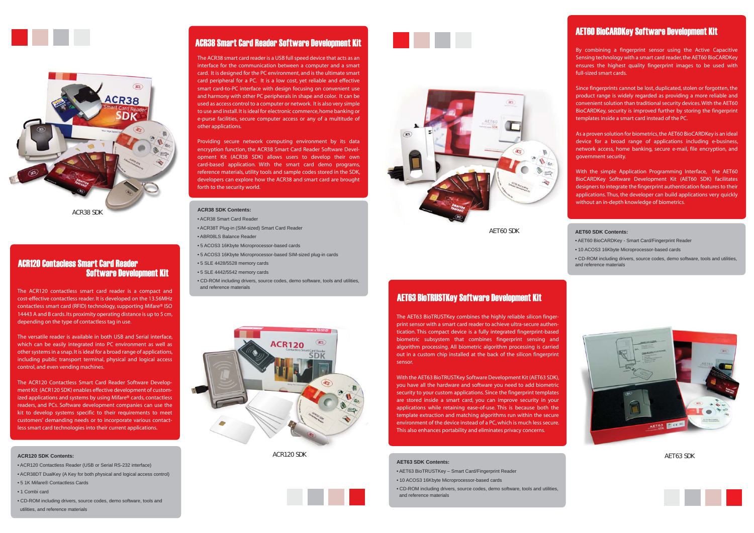ACR38 SDK

## ACR38 Smart Card Reader Software Development Kit

The ACR38 smart card reader is a USB full speed device that acts as an interface for the communication between a computer and a smart card. It is designed for the PC environment, and is the ultimate smart card peripheral for a PC. It is a low cost, yet reliable and effective smart card-to-PC interface with design focusing on convenient use and harmony with other PC peripherals in shape and color. It can be used as access control to a computer or network. It is very simple to use and install. It is ideal for electronic commerce, home banking or e-purse facilities, secure computer access or any of a multitude of other applications.

Providing secure network computing environment by its data encryption function, the ACR38 Smart Card Reader Software Development Kit (ACR38 SDK) allows users to develop their own card-based application. With the smart card demo programs, reference materials, utility tools and sample codes stored in the SDK, developers can explore how the ACR38 and smart card are brought forth to the security world.

**ACR38 SDK Contents:**

- ACR38 Smart Card Reader
- ACR38T Plug-in (SIM-sized) Smart Card Reader
- ABR08LS Balance Reader
- 5 ACOS3 16Kbyte Microprocessor-based cards
- 5 ACOS3 16Kbyte Microprocessor-based SIM-sized plug-in cards
- 5 SLE 4428/5528 memory cards
- 5 SLE 4442/5542 memory cards
- CD-ROM including drivers, source codes, demo software, tools and utilities, and reference materials

## ACR120 Contacless Smart Card Reader Software Development Kit

The ACR120 contactless smart card reader is a compact and cost-effective contactless reader. It is developed on the 13.56MHz contactless smart card (RFID) technology, supporting Mifare® ISO 14443 A and B cards. Its proximity operating distance is up to 5 cm, depending on the type of contactless tag in use.

The versatile reader is available in both USB and Serial interface, which can be easily integrated into PC environment as well as other systems in a snap. It is ideal for a broad range of applications, including public transport terminal, physical and logical access control, and even vending machines.

The ACR120 Contactless Smart Card Reader Software Development Kit (ACR120 SDK) enables effective development of customized applications and systems by using Mifare® cards, contactless readers, and PCs. Software development companies can use the kit to develop systems specific to their requirements to meet customers' demanding needs or to incorporate various contactless smart card technologies into their current applications.

**ACR120 SDK Contents:**

- ACR120 Contactless Reader (USB or Serial RS-232 interface)
- ACR38DT DualKey (A Key for both physical and logical access control)
- 5 1K Mifare® Contactless Cards
- 1 Combi card
- CD-ROM including drivers, source codes, demo software, tools and utilities, and reference materials

ACR120 SDK

AET60 SDK

## AET60 BioCARDKey Software Development Kit

By combining a fingerprint sensor using the Active Capacitive Sensing technology with a smart card reader, the AET60 BioCARDKey ensures the highest quality fingerprint images to be used with full-sized smart cards.

Since fingerprints cannot be lost, duplicated, stolen or forgotten, the product range is widely regarded as providing a more reliable and convenient solution than traditional security devices. With the AET60 BioCARDKey, security is improved further by storing the fingerprint templates inside a smart card instead of the PC.

As a proven solution for biometrics, the AET60 BioCARDKey is an ideal device for a broad range of applications including e-business, network access, home banking, secure e-mail, file encryption, and government security.

With the simple Application Programming Interface, the AET60 BioCARDKey Software Development Kit (AET60 SDK) facilitates designers to integrate the fingerprint authentication features to their applications. Thus, the developer can build applications very quickly without an in-depth knowledge of biometrics.

**AET60 SDK Contents:**

- AET60 BioCARDKey - Smart Card/Fingerprint Reader
- 10 ACOS3 16Kbyte Microprocessor-based cards
- CD-ROM including drivers, source codes, demo software, tools and utilities, and reference materials

## AET63 BioTRUSTKey Software Development Kit

The AET63 BioTRUSTKey combines the highly reliable silicon fingerprint sensor with a smart card reader to achieve ultra-secure authentication. This compact device is a fully integrated fingerprint-based biometric subsystem that combines fingerprint sensing and algorithm processing. All biometric algorithm processing is carried out in a custom chip installed at the back of the silicon fingerprint sensor.

With the AET63 BioTRUSTKey Software Development Kit (AET63 SDK), you have all the hardware and software you need to add biometric security to your custom applications. Since the fingerprint templates are stored inside a smart card, you can improve security in your applications while retaining ease-of-use. This is because both the template extraction and matching algorithms run within the secure environment of the device instead of a PC, which is much less secure. This also enhances portability and eliminates privacy concerns.

**AET63 SDK Contents:**

- AET63 BioTRUSTKey – Smart Card/Fingerprint Reader
- 10 ACOS3 16Kbyte Microprocessor-based cards
- CD-ROM including drivers, source codes, demo software, tools and utilities, and reference materials

AET63 SDK